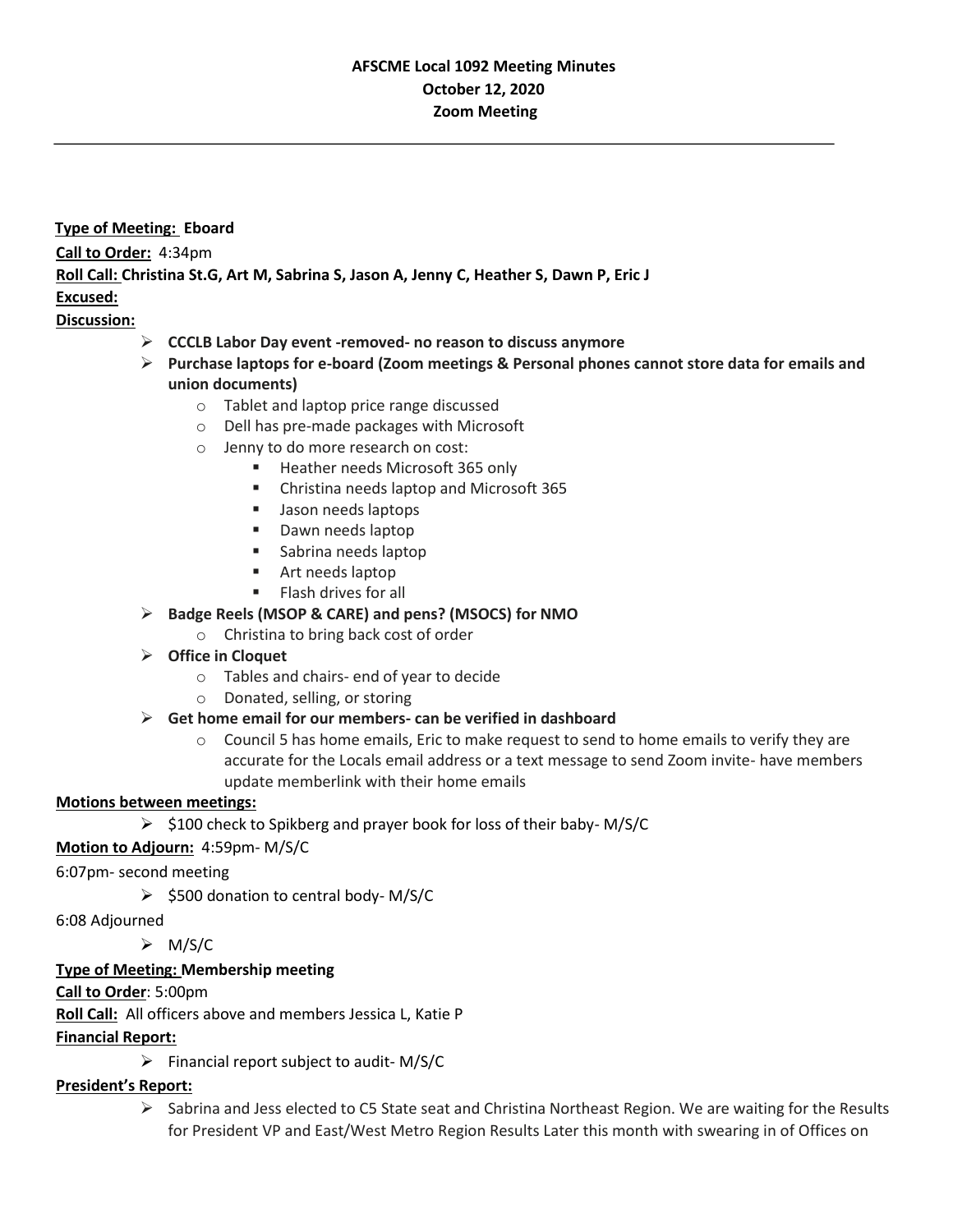**AFSCME Local 1092 Meeting Minutes**
**October 12, 2020**
**Zoom Meeting**

---

**Type of Meeting: Eboard**

**Call to Order:** 4:34pm

**Roll Call: Christina St.G, Art M, Sabrina S, Jason A, Jenny C, Heather S, Dawn P, Eric J**

**Excused:**

**Discussion:**

- **CCCLB Labor Day event -removed- no reason to discuss anymore**
- **Purchase laptops for e-board (Zoom meetings & Personal phones cannot store data for emails and union documents)**
  - Tablet and laptop price range discussed
  - Dell has pre-made packages with Microsoft
  - Jenny to do more research on cost:
    - Heather needs Microsoft 365 only
    - Christina needs laptop and Microsoft 365
    - Jason needs laptops
    - Dawn needs laptop
    - Sabrina needs laptop
    - Art needs laptop
    - Flash drives for all
- **Badge Reels (MSOP & CARE) and pens? (MSOCS) for NMO**
  - Christina to bring back cost of order
- **Office in Cloquet**
  - Tables and chairs- end of year to decide
  - Donated, selling, or storing
- **Get home email for our members- can be verified in dashboard**
  - Council 5 has home emails, Eric to make request to send to home emails to verify they are accurate for the Locals email address or a text message to send Zoom invite- have members update memberlink with their home emails

**Motions between meetings:**

- $100 check to Spikberg and prayer book for loss of their baby- M/S/C

**Motion to Adjourn:** 4:59pm- M/S/C

6:07pm- second meeting

- $500 donation to central body- M/S/C

6:08 Adjourned

- M/S/C

**Type of Meeting: Membership meeting**

**Call to Order**: 5:00pm

**Roll Call:** All officers above and members Jessica L, Katie P

**Financial Report:**

- Financial report subject to audit- M/S/C

**President's Report:**

- Sabrina and Jess elected to C5 State seat and Christina Northeast Region. We are waiting for the Results for President VP and East/West Metro Region Results Later this month with swearing in of Offices on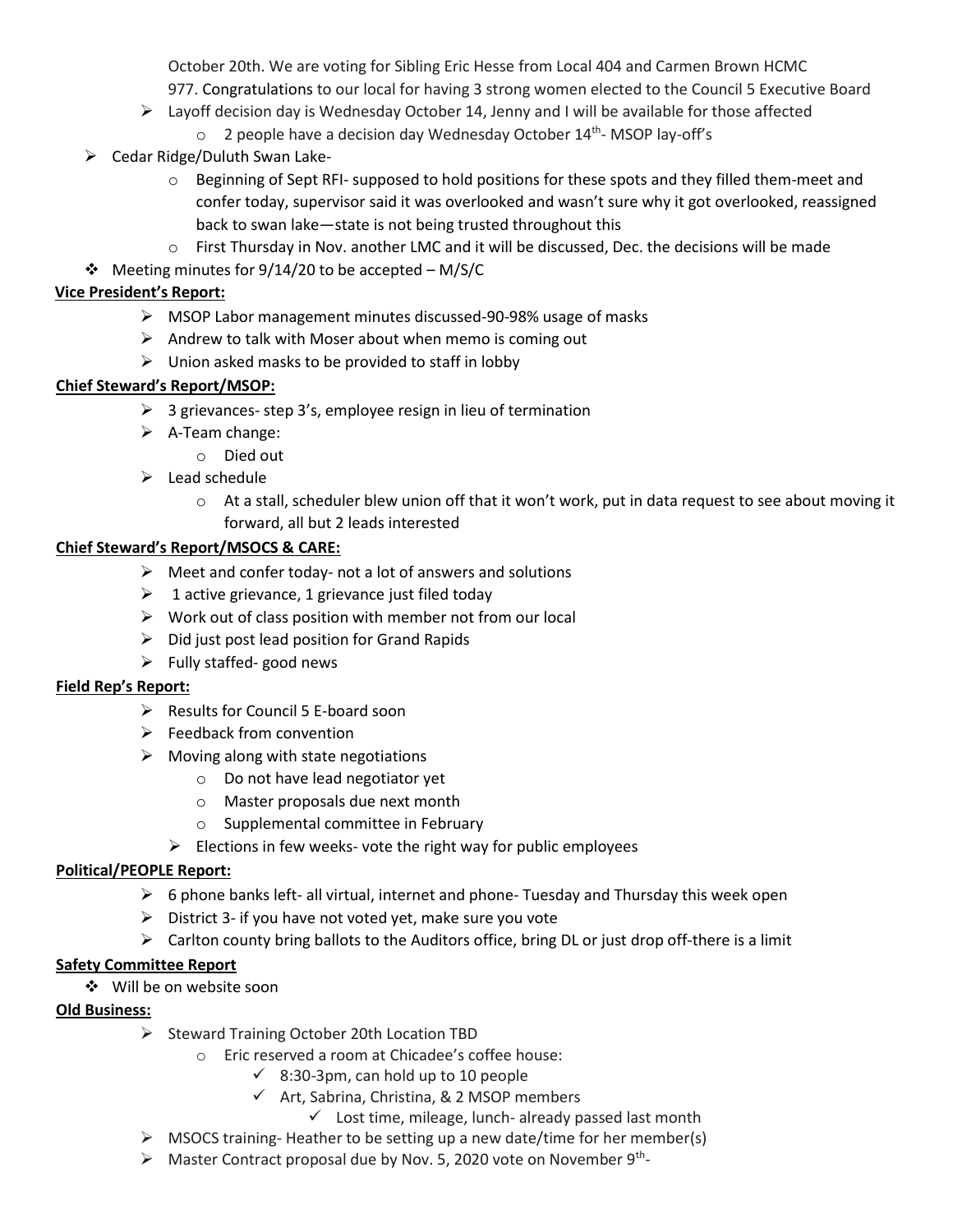October 20th. We are voting for Sibling Eric Hesse from Local 404 and Carmen Brown HCMC 977. Congratulations to our local for having 3 strong women elected to the Council 5 Executive Board

- Layoff decision day is Wednesday October 14, Jenny and I will be available for those affected
  - 2 people have a decision day Wednesday October 14th- MSOP lay-off's
- Cedar Ridge/Duluth Swan Lake-
  - Beginning of Sept RFI- supposed to hold positions for these spots and they filled them-meet and confer today, supervisor said it was overlooked and wasn't sure why it got overlooked, reassigned back to swan lake—state is not being trusted throughout this
  - First Thursday in Nov. another LMC and it will be discussed, Dec. the decisions will be made
- Meeting minutes for 9/14/20 to be accepted – M/S/C

**Vice President's Report:**

- MSOP Labor management minutes discussed-90-98% usage of masks
- Andrew to talk with Moser about when memo is coming out
- Union asked masks to be provided to staff in lobby

**Chief Steward's Report/MSOP:**

- 3 grievances- step 3's, employee resign in lieu of termination
- A-Team change:
  - Died out
- Lead schedule
  - At a stall, scheduler blew union off that it won't work, put in data request to see about moving it forward, all but 2 leads interested

**Chief Steward's Report/MSOCS & CARE:**

- Meet and confer today- not a lot of answers and solutions
- 1 active grievance, 1 grievance just filed today
- Work out of class position with member not from our local
- Did just post lead position for Grand Rapids
- Fully staffed- good news

**Field Rep's Report:**

- Results for Council 5 E-board soon
- Feedback from convention
- Moving along with state negotiations
  - Do not have lead negotiator yet
  - Master proposals due next month
  - Supplemental committee in February
- Elections in few weeks- vote the right way for public employees

**Political/PEOPLE Report:**

- 6 phone banks left- all virtual, internet and phone- Tuesday and Thursday this week open
- District 3- if you have not voted yet, make sure you vote
- Carlton county bring ballots to the Auditors office, bring DL or just drop off-there is a limit

**Safety Committee Report**

- Will be on website soon

**Old Business:**

- Steward Training October 20th Location TBD
  - Eric reserved a room at Chicadee's coffee house:
    - 8:30-3pm, can hold up to 10 people
    - Art, Sabrina, Christina, & 2 MSOP members
      - Lost time, mileage, lunch- already passed last month
- MSOCS training- Heather to be setting up a new date/time for her member(s)
- Master Contract proposal due by Nov. 5, 2020 vote on November 9th-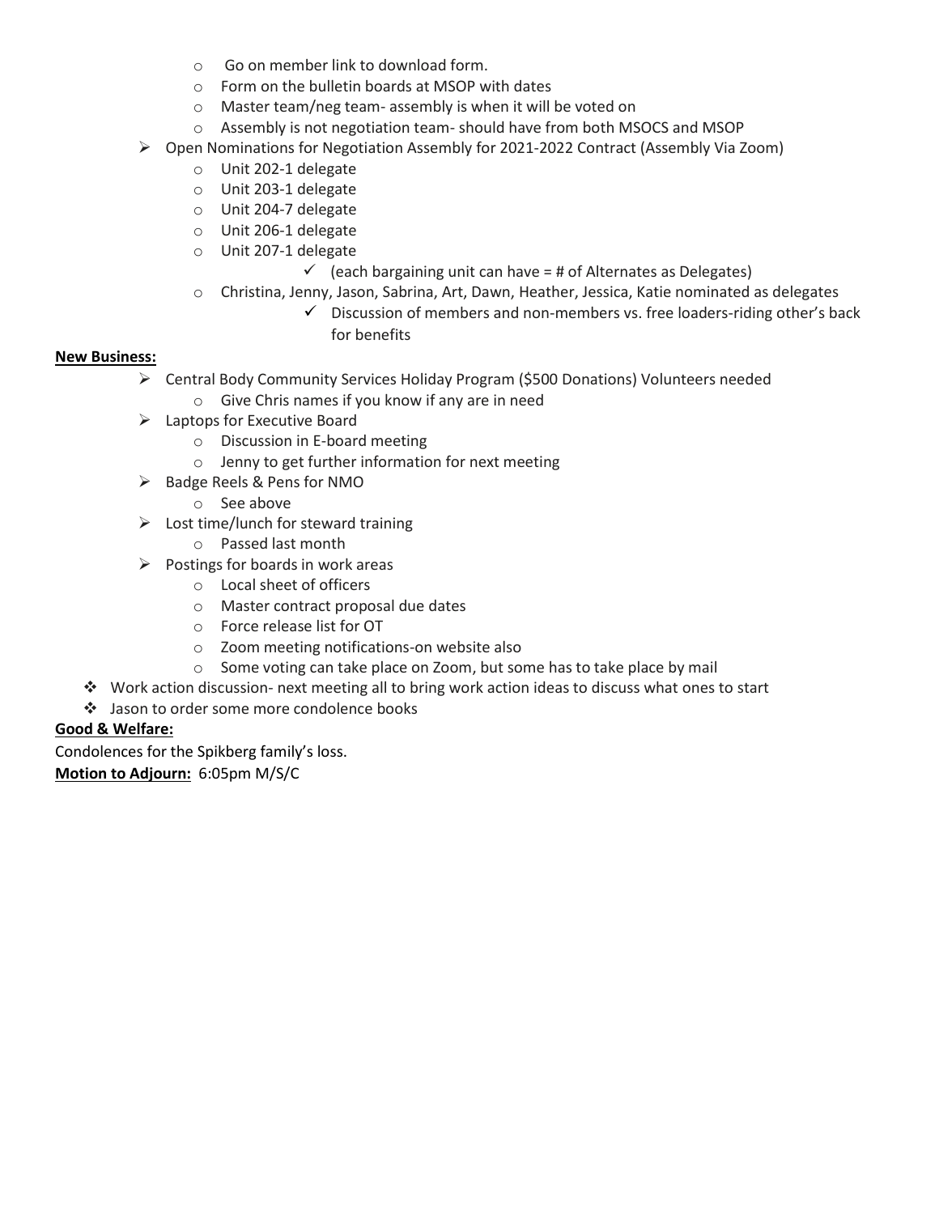- Go on member link to download form.
  - Form on the bulletin boards at MSOP with dates
  - Master team/neg team- assembly is when it will be voted on
  - Assembly is not negotiation team- should have from both MSOCS and MSOP
- Open Nominations for Negotiation Assembly for 2021-2022 Contract (Assembly Via Zoom)
  - Unit 202-1 delegate
  - Unit 203-1 delegate
  - Unit 204-7 delegate
  - Unit 206-1 delegate
  - Unit 207-1 delegate
    - ✓ (each bargaining unit can have = # of Alternates as Delegates)
  - Christina, Jenny, Jason, Sabrina, Art, Dawn, Heather, Jessica, Katie nominated as delegates
    - ✓ Discussion of members and non-members vs. free loaders-riding other's back for benefits

**New Business:**

- Central Body Community Services Holiday Program ($500 Donations) Volunteers needed
  - Give Chris names if you know if any are in need
- Laptops for Executive Board
  - Discussion in E-board meeting
  - Jenny to get further information for next meeting
- Badge Reels & Pens for NMO
  - See above
- Lost time/lunch for steward training
  - Passed last month
- Postings for boards in work areas
  - Local sheet of officers
  - Master contract proposal due dates
  - Force release list for OT
  - Zoom meeting notifications-on website also
  - Some voting can take place on Zoom, but some has to take place by mail

- ❖ Work action discussion- next meeting all to bring work action ideas to discuss what ones to start
- ❖ Jason to order some more condolence books

**Good & Welfare:**

Condolences for the Spikberg family's loss.

**Motion to Adjourn:** 6:05pm M/S/C